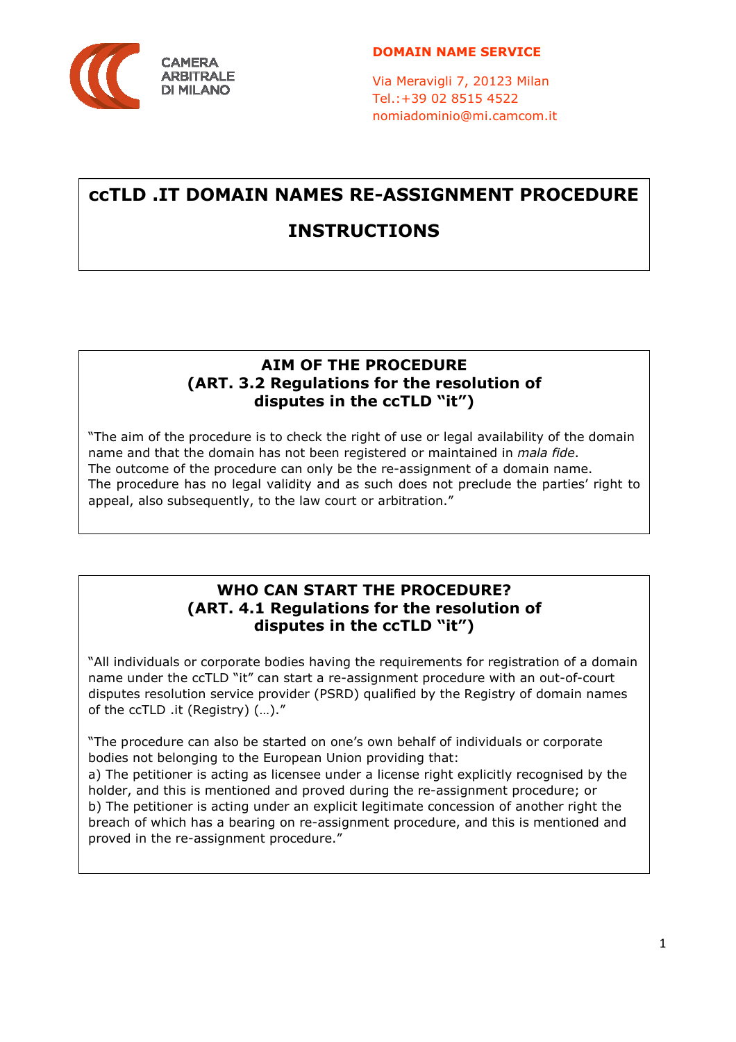CAMERA ARBITRALE DI MILANO

**DOMAIN NAME SERVICE**

Via Meravigli 7, 20123 Milan
Tel.:+39 02 8515 4522
nomiadominio@mi.camcom.it

# ccTLD .IT DOMAIN NAMES RE-ASSIGNMENT PROCEDURE

# INSTRUCTIONS

## AIM OF THE PROCEDURE (ART. 3.2 Regulations for the resolution of disputes in the ccTLD "it")

"The aim of the procedure is to check the right of use or legal availability of the domain name and that the domain has not been registered or maintained in *mala fide*.
The outcome of the procedure can only be the re-assignment of a domain name.
The procedure has no legal validity and as such does not preclude the parties' right to appeal, also subsequently, to the law court or arbitration."

## WHO CAN START THE PROCEDURE? (ART. 4.1 Regulations for the resolution of disputes in the ccTLD "it")

"All individuals or corporate bodies having the requirements for registration of a domain name under the ccTLD "it" can start a re-assignment procedure with an out-of-court disputes resolution service provider (PSRD) qualified by the Registry of domain names of the ccTLD .it (Registry) (…)."

"The procedure can also be started on one's own behalf of individuals or corporate bodies not belonging to the European Union providing that:
a) The petitioner is acting as licensee under a license right explicitly recognised by the holder, and this is mentioned and proved during the re-assignment procedure; or
b) The petitioner is acting under an explicit legitimate concession of another right the breach of which has a bearing on re-assignment procedure, and this is mentioned and proved in the re-assignment procedure."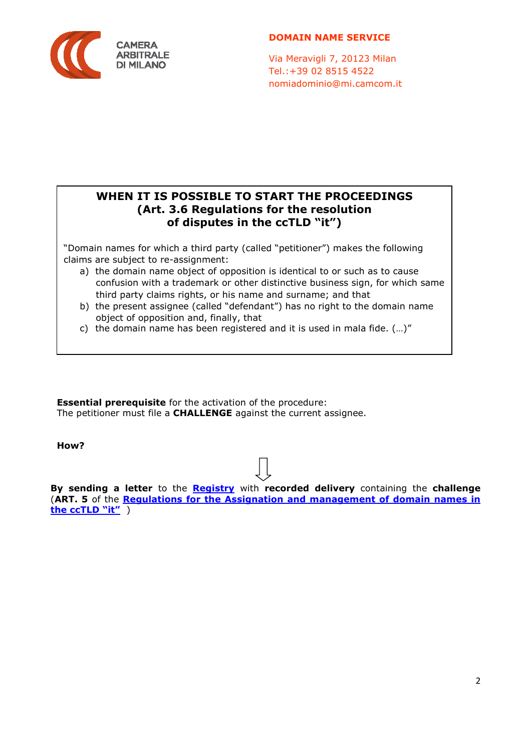CAMERA ARBITRALE DI MILANO

**DOMAIN NAME SERVICE**

Via Meravigli 7, 20123 Milan
Tel.:+39 02 8515 4522
nomiadominio@mi.camcom.it

## WHEN IT IS POSSIBLE TO START THE PROCEEDINGS (Art. 3.6 Regulations for the resolution of disputes in the ccTLD "it")

"Domain names for which a third party (called "petitioner") makes the following claims are subject to re-assignment:

a) the domain name object of opposition is identical to or such as to cause confusion with a trademark or other distinctive business sign, for which same third party claims rights, or his name and surname; and that
b) the present assignee (called "defendant") has no right to the domain name object of opposition and, finally, that
c) the domain name has been registered and it is used in mala fide. (…)"

**Essential prerequisite** for the activation of the procedure:
The petitioner must file a **CHALLENGE** against the current assignee.

**How?**

⇩

**By sending a letter** to the **Registry** with **recorded delivery** containing the **challenge** (**ART. 5** of the **Regulations for the Assignation and management of domain names in the ccTLD "it"** )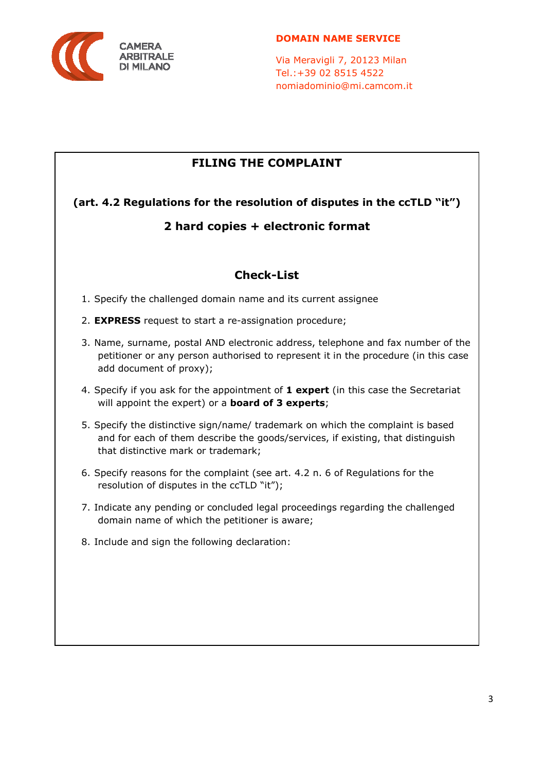CAMERA ARBITRALE DI MILANO

**DOMAIN NAME SERVICE**

Via Meravigli 7, 20123 Milan
Tel.:+39 02 8515 4522
nomiadominio@mi.camcom.it

## FILING THE COMPLAINT

**(art. 4.2 Regulations for the resolution of disputes in the ccTLD "it")**

**2 hard copies + electronic format**

### Check-List

1. Specify the challenged domain name and its current assignee
2. **EXPRESS** request to start a re-assignation procedure;
3. Name, surname, postal AND electronic address, telephone and fax number of the petitioner or any person authorised to represent it in the procedure (in this case add document of proxy);
4. Specify if you ask for the appointment of **1 expert** (in this case the Secretariat will appoint the expert) or a **board of 3 experts**;
5. Specify the distinctive sign/name/ trademark on which the complaint is based and for each of them describe the goods/services, if existing, that distinguish that distinctive mark or trademark;
6. Specify reasons for the complaint (see art. 4.2 n. 6 of Regulations for the resolution of disputes in the ccTLD "it");
7. Indicate any pending or concluded legal proceedings regarding the challenged domain name of which the petitioner is aware;
8. Include and sign the following declaration: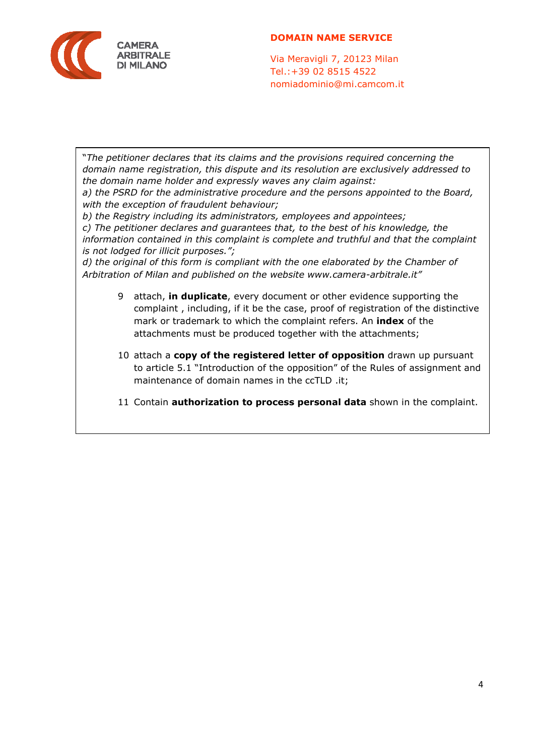*"The petitioner declares that its claims and the provisions required concerning the domain name registration, this dispute and its resolution are exclusively addressed to the domain name holder and expressly waves any claim against:*

*a) the PSRD for the administrative procedure and the persons appointed to the Board, with the exception of fraudulent behaviour;*

*b) the Registry including its administrators, employees and appointees;*

*c) The petitioner declares and guarantees that, to the best of his knowledge, the information contained in this complaint is complete and truthful and that the complaint is not lodged for illicit purposes.";*

*d) the original of this form is compliant with the one elaborated by the Chamber of Arbitration of Milan and published on the website www.camera-arbitrale.it"*

9 attach, **in duplicate**, every document or other evidence supporting the complaint , including, if it be the case, proof of registration of the distinctive mark or trademark to which the complaint refers. An **index** of the attachments must be produced together with the attachments;

10 attach a **copy of the registered letter of opposition** drawn up pursuant to article 5.1 "Introduction of the opposition" of the Rules of assignment and maintenance of domain names in the ccTLD .it;

11 Contain **authorization to process personal data** shown in the complaint.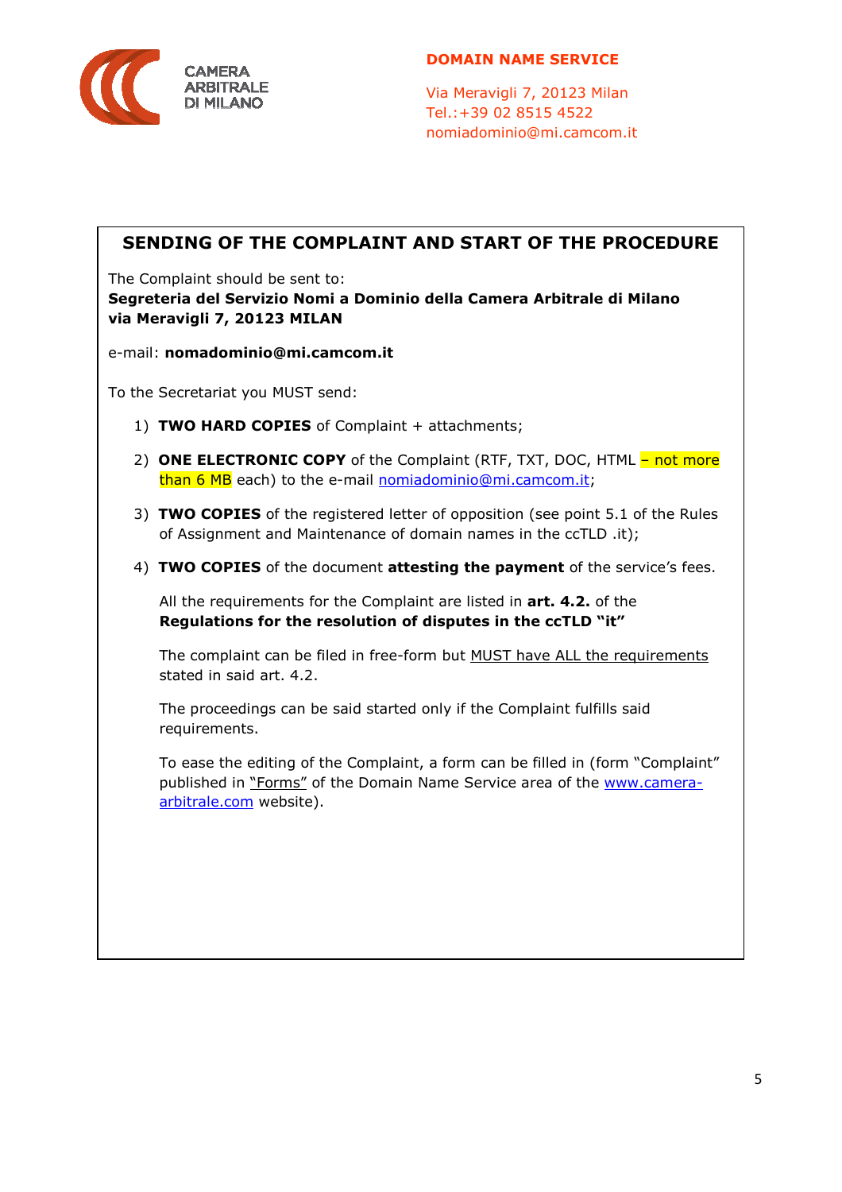CAMERA ARBITRALE DI MILANO

**DOMAIN NAME SERVICE**

Via Meravigli 7, 20123 Milan
Tel.:+39 02 8515 4522
nomiadominio@mi.camcom.it

## SENDING OF THE COMPLAINT AND START OF THE PROCEDURE

The Complaint should be sent to:
**Segreteria del Servizio Nomi a Dominio della Camera Arbitrale di Milano**
**via Meravigli 7, 20123 MILAN**

e-mail: **nomadominio@mi.camcom.it**

To the Secretariat you MUST send:

1) **TWO HARD COPIES** of Complaint + attachments;

2) **ONE ELECTRONIC COPY** of the Complaint (RTF, TXT, DOC, HTML – not more than 6 MB each) to the e-mail nomiadominio@mi.camcom.it;

3) **TWO COPIES** of the registered letter of opposition (see point 5.1 of the Rules of Assignment and Maintenance of domain names in the ccTLD .it);

4) **TWO COPIES** of the document **attesting the payment** of the service's fees.

   All the requirements for the Complaint are listed in **art. 4.2.** of the **Regulations for the resolution of disputes in the ccTLD "it"**

   The complaint can be filed in free-form but MUST have ALL the requirements stated in said art. 4.2.

   The proceedings can be said started only if the Complaint fulfills said requirements.

   To ease the editing of the Complaint, a form can be filled in (form "Complaint" published in "Forms" of the Domain Name Service area of the www.camera-arbitrale.com website).